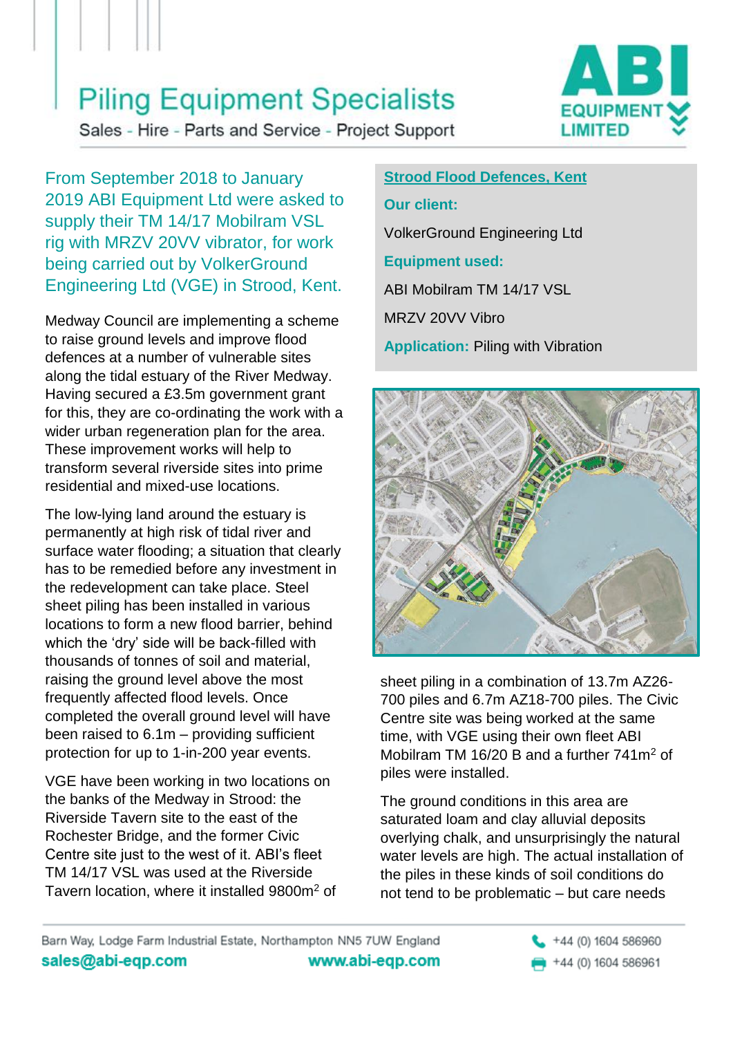# Piling Equipment Specialists

Sales - Hire - Parts and Service - Project Support

ABI EQUIPMENT LIMITED

## From September 2018 to January 2019 ABI Equipment Ltd were asked to supply their TM 14/17 Mobilram VSL rig with MRZV 20VV vibrator, for work being carried out by VolkerGround Engineering Ltd (VGE) in Strood, Kent.

**Strood Flood Defences, Kent**

**Our client:**

VolkerGround Engineering Ltd

**Equipment used:**

ABI Mobilram TM 14/17 VSL

MRZV 20VV Vibro

**Application:** Piling with Vibration

Medway Council are implementing a scheme to raise ground levels and improve flood defences at a number of vulnerable sites along the tidal estuary of the River Medway. Having secured a £3.5m government grant for this, they are co-ordinating the work with a wider urban regeneration plan for the area. These improvement works will help to transform several riverside sites into prime residential and mixed-use locations.

The low-lying land around the estuary is permanently at high risk of tidal river and surface water flooding; a situation that clearly has to be remedied before any investment in the redevelopment can take place. Steel sheet piling has been installed in various locations to form a new flood barrier, behind which the 'dry' side will be back-filled with thousands of tonnes of soil and material, raising the ground level above the most frequently affected flood levels. Once completed the overall ground level will have been raised to 6.1m – providing sufficient protection for up to 1-in-200 year events.

VGE have been working in two locations on the banks of the Medway in Strood: the Riverside Tavern site to the east of the Rochester Bridge, and the former Civic Centre site just to the west of it. ABI's fleet TM 14/17 VSL was used at the Riverside Tavern location, where it installed 9800m$^2$ of sheet piling in a combination of 13.7m AZ26-700 piles and 6.7m AZ18-700 piles. The Civic Centre site was being worked at the same time, with VGE using their own fleet ABI Mobilram TM 16/20 B and a further 741m$^2$ of piles were installed.

The ground conditions in this area are saturated loam and clay alluvial deposits overlying chalk, and unsurprisingly the natural water levels are high. The actual installation of the piles in these kinds of soil conditions do not tend to be problematic – but care needs

Barn Way, Lodge Farm Industrial Estate, Northampton NN5 7UW England

sales@abi-eqp.com www.abi-eqp.com

+44 (0) 1604 586960

+44 (0) 1604 586961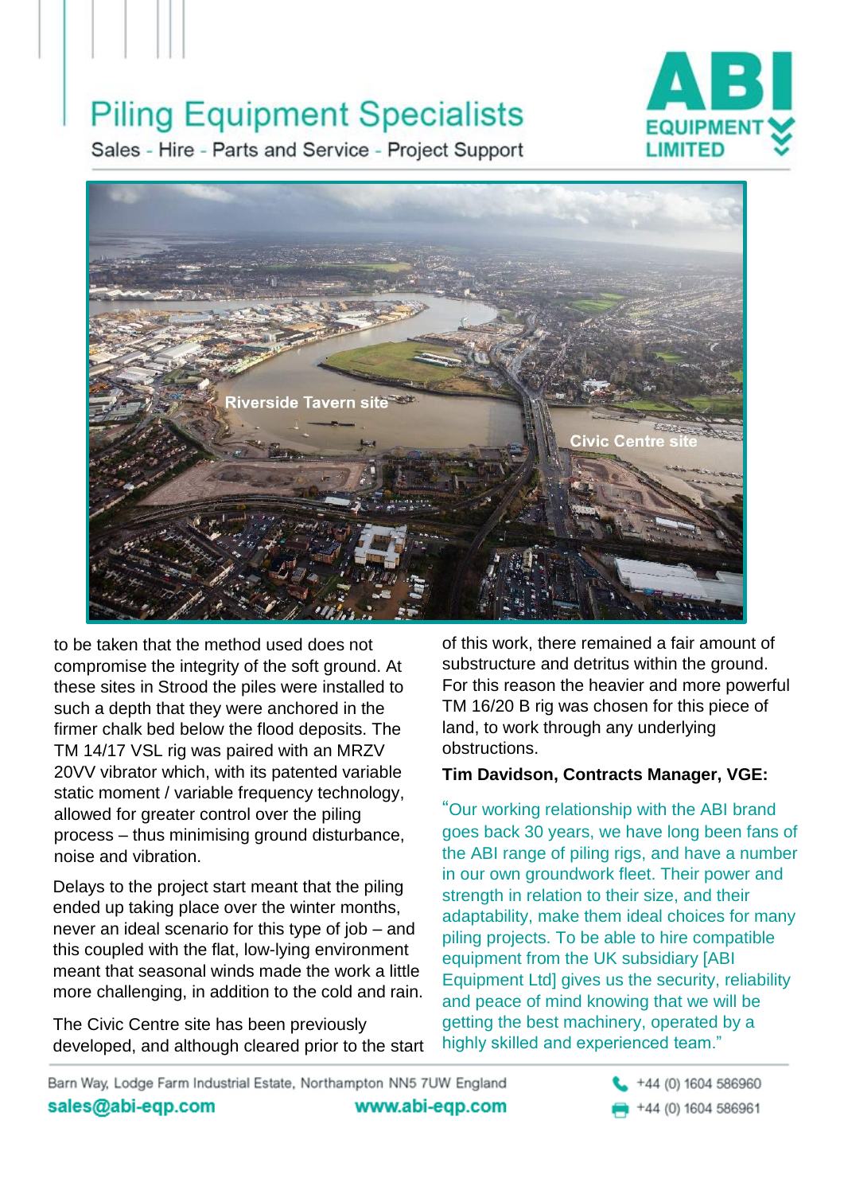# Piling Equipment Specialists

Sales - Hire - Parts and Service - Project Support

ABI EQUIPMENT LIMITED

Riverside Tavern site

Civic Centre site

to be taken that the method used does not compromise the integrity of the soft ground. At these sites in Strood the piles were installed to such a depth that they were anchored in the firmer chalk bed below the flood deposits. The TM 14/17 VSL rig was paired with an MRZV 20VV vibrator which, with its patented variable static moment / variable frequency technology, allowed for greater control over the piling process – thus minimising ground disturbance, noise and vibration.

Delays to the project start meant that the piling ended up taking place over the winter months, never an ideal scenario for this type of job – and this coupled with the flat, low-lying environment meant that seasonal winds made the work a little more challenging, in addition to the cold and rain.

The Civic Centre site has been previously developed, and although cleared prior to the start of this work, there remained a fair amount of substructure and detritus within the ground. For this reason the heavier and more powerful TM 16/20 B rig was chosen for this piece of land, to work through any underlying obstructions.

**Tim Davidson, Contracts Manager, VGE:**

"Our working relationship with the ABI brand goes back 30 years, we have long been fans of the ABI range of piling rigs, and have a number in our own groundwork fleet. Their power and strength in relation to their size, and their adaptability, make them ideal choices for many piling projects. To be able to hire compatible equipment from the UK subsidiary [ABI Equipment Ltd] gives us the security, reliability and peace of mind knowing that we will be getting the best machinery, operated by a highly skilled and experienced team."

Barn Way, Lodge Farm Industrial Estate, Northampton NN5 7UW England

sales@abi-eqp.com www.abi-eqp.com

+44 (0) 1604 586960

+44 (0) 1604 586961